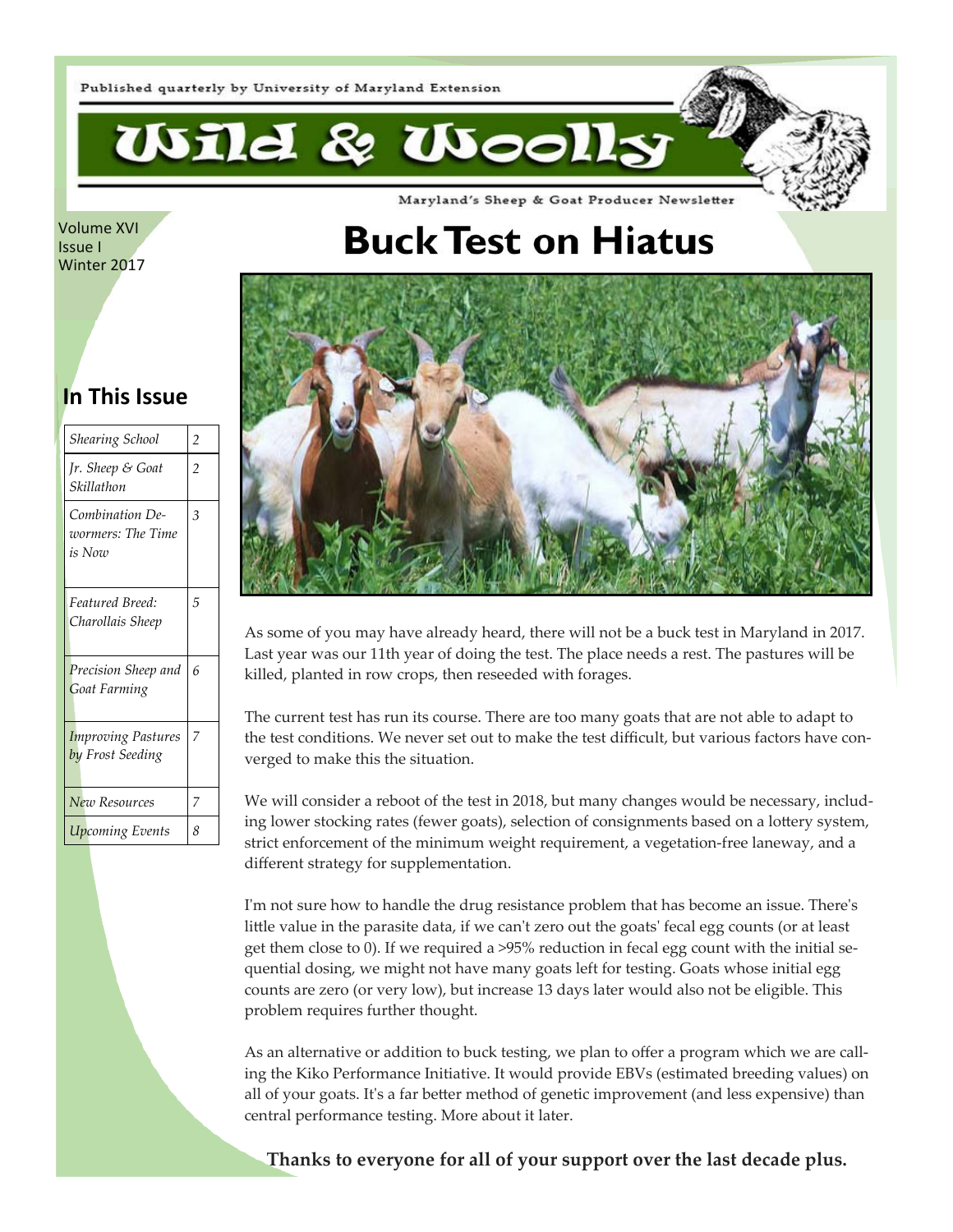Published quarterly by University of Maryland Extension

# Wild & Woolly

Maryland's Sheep & Goat Producer Newsletter

Volume XVI
Issue I
Winter 2017

## In This Issue

| | |
|---|---|
| *Shearing School* | 2 |
| *Jr. Sheep & Goat Skillathon* | 2 |
| *Combination Dewormers: The Time is Now* | 3 |
| *Featured Breed: Charollais Sheep* | 5 |
| *Precision Sheep and Goat Farming* | 6 |
| *Improving Pastures by Frost Seeding* | 7 |
| *New Resources* | 7 |
| *Upcoming Events* | 8 |

# Buck Test on Hiatus

As some of you may have already heard, there will not be a buck test in Maryland in 2017. Last year was our 11th year of doing the test. The place needs a rest. The pastures will be killed, planted in row crops, then reseeded with forages.

The current test has run its course. There are too many goats that are not able to adapt to the test conditions. We never set out to make the test difficult, but various factors have converged to make this the situation.

We will consider a reboot of the test in 2018, but many changes would be necessary, including lower stocking rates (fewer goats), selection of consignments based on a lottery system, strict enforcement of the minimum weight requirement, a vegetation-free laneway, and a different strategy for supplementation.

I'm not sure how to handle the drug resistance problem that has become an issue. There's little value in the parasite data, if we can't zero out the goats' fecal egg counts (or at least get them close to 0). If we required a >95% reduction in fecal egg count with the initial sequential dosing, we might not have many goats left for testing. Goats whose initial egg counts are zero (or very low), but increase 13 days later would also not be eligible. This problem requires further thought.

As an alternative or addition to buck testing, we plan to offer a program which we are calling the Kiko Performance Initiative. It would provide EBVs (estimated breeding values) on all of your goats. It's a far better method of genetic improvement (and less expensive) than central performance testing. More about it later.

**Thanks to everyone for all of your support over the last decade plus.**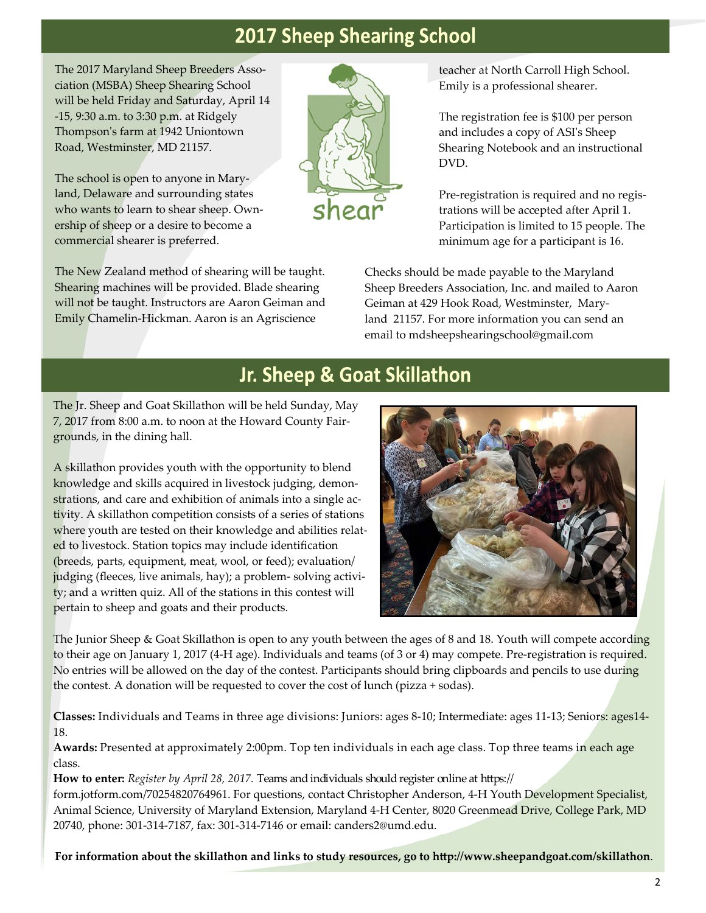# 2017 Sheep Shearing School

The 2017 Maryland Sheep Breeders Association (MSBA) Sheep Shearing School will be held Friday and Saturday, April 14-15, 9:30 a.m. to 3:30 p.m. at Ridgely Thompson's farm at 1942 Uniontown Road, Westminster, MD 21157.

The school is open to anyone in Maryland, Delaware and surrounding states who wants to learn to shear sheep. Ownership of sheep or a desire to become a commercial shearer is preferred.

The New Zealand method of shearing will be taught. Shearing machines will be provided. Blade shearing will not be taught. Instructors are Aaron Geiman and Emily Chamelin-Hickman. Aaron is an Agriscience teacher at North Carroll High School. Emily is a professional shearer.

The registration fee is $100 per person and includes a copy of ASI's Sheep Shearing Notebook and an instructional DVD.

Pre-registration is required and no registrations will be accepted after April 1. Participation is limited to 15 people. The minimum age for a participant is 16.

Checks should be made payable to the Maryland Sheep Breeders Association, Inc. and mailed to Aaron Geiman at 429 Hook Road, Westminster, Maryland 21157. For more information you can send an email to mdsheepshearingschool@gmail.com

# Jr. Sheep & Goat Skillathon

The Jr. Sheep and Goat Skillathon will be held Sunday, May 7, 2017 from 8:00 a.m. to noon at the Howard County Fairgrounds, in the dining hall.

A skillathon provides youth with the opportunity to blend knowledge and skills acquired in livestock judging, demonstrations, and care and exhibition of animals into a single activity. A skillathon competition consists of a series of stations where youth are tested on their knowledge and abilities related to livestock. Station topics may include identification (breeds, parts, equipment, meat, wool, or feed); evaluation/judging (fleeces, live animals, hay); a problem- solving activity; and a written quiz. All of the stations in this contest will pertain to sheep and goats and their products.

The Junior Sheep & Goat Skillathon is open to any youth between the ages of 8 and 18. Youth will compete according to their age on January 1, 2017 (4-H age). Individuals and teams (of 3 or 4) may compete. Pre-registration is required. No entries will be allowed on the day of the contest. Participants should bring clipboards and pencils to use during the contest. A donation will be requested to cover the cost of lunch (pizza + sodas).

**Classes:** Individuals and Teams in three age divisions: Juniors: ages 8-10; Intermediate: ages 11-13; Seniors: ages14-18.

**Awards:** Presented at approximately 2:00pm. Top ten individuals in each age class. Top three teams in each age class.

**How to enter:** *Register by April 28, 2017.* Teams and individuals should register online at https://form.jotform.com/70254820764961. For questions, contact Christopher Anderson, 4-H Youth Development Specialist, Animal Science, University of Maryland Extension, Maryland 4-H Center, 8020 Greenmead Drive, College Park, MD 20740, phone: 301-314-7187, fax: 301-314-7146 or email: canders2@umd.edu.

**For information about the skillathon and links to study resources, go to http://www.sheepandgoat.com/skillathon**.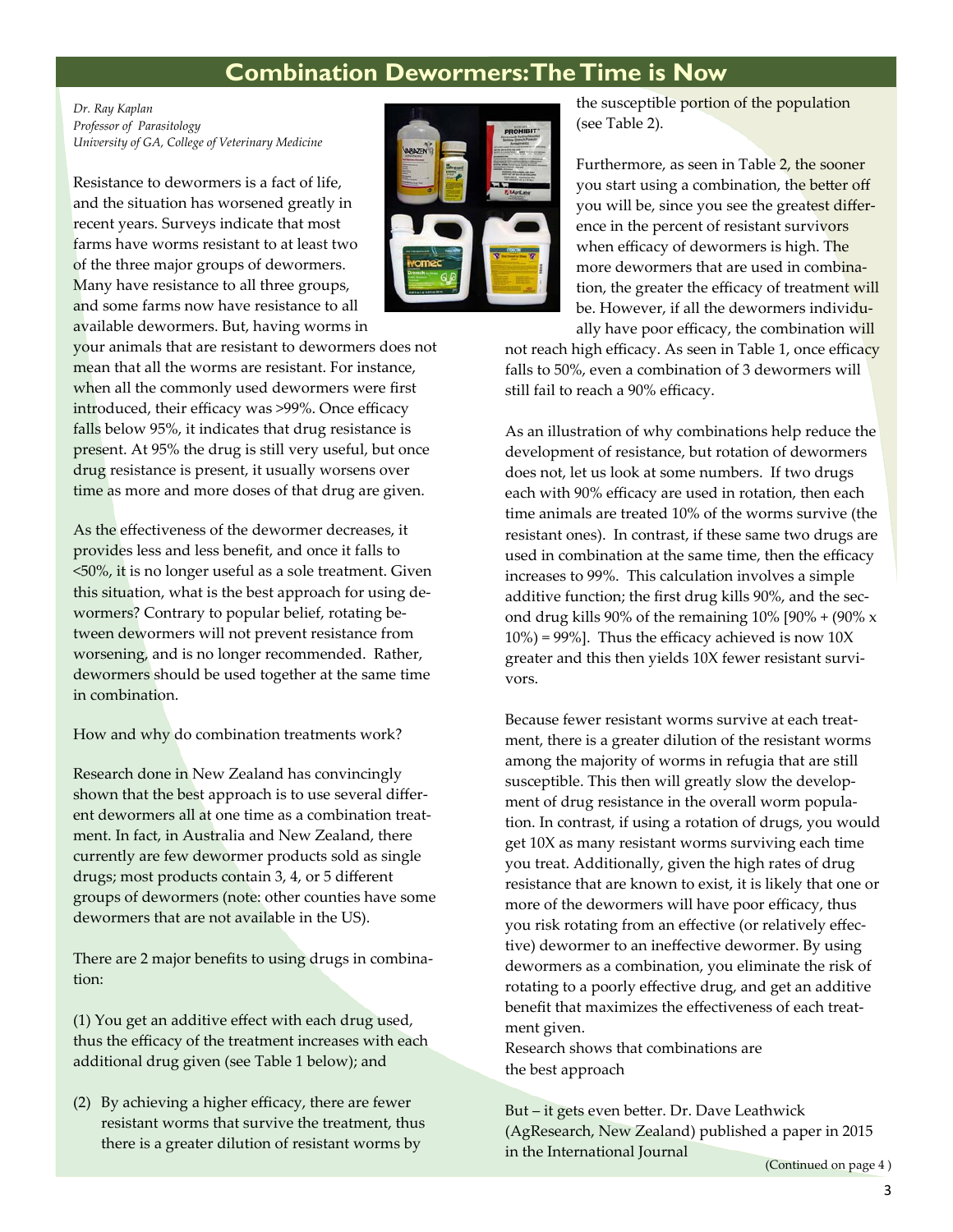## Combination Dewormers: The Time is Now

*Dr. Ray Kaplan*
*Professor of Parasitology*
*University of GA, College of Veterinary Medicine*

Resistance to dewormers is a fact of life, and the situation has worsened greatly in recent years. Surveys indicate that most farms have worms resistant to at least two of the three major groups of dewormers. Many have resistance to all three groups, and some farms now have resistance to all available dewormers. But, having worms in your animals that are resistant to dewormers does not mean that all the worms are resistant. For instance, when all the commonly used dewormers were first introduced, their efficacy was >99%. Once efficacy falls below 95%, it indicates that drug resistance is present. At 95% the drug is still very useful, but once drug resistance is present, it usually worsens over time as more and more doses of that drug are given.

As the effectiveness of the dewormer decreases, it provides less and less benefit, and once it falls to <50%, it is no longer useful as a sole treatment. Given this situation, what is the best approach for using dewormers? Contrary to popular belief, rotating between dewormers will not prevent resistance from worsening, and is no longer recommended. Rather, dewormers should be used together at the same time in combination.

How and why do combination treatments work?

Research done in New Zealand has convincingly shown that the best approach is to use several different dewormers all at one time as a combination treatment. In fact, in Australia and New Zealand, there currently are few dewormer products sold as single drugs; most products contain 3, 4, or 5 different groups of dewormers (note: other counties have some dewormers that are not available in the US).

There are 2 major benefits to using drugs in combination:

(1) You get an additive effect with each drug used, thus the efficacy of the treatment increases with each additional drug given (see Table 1 below); and

(2) By achieving a higher efficacy, there are fewer resistant worms that survive the treatment, thus there is a greater dilution of resistant worms by the susceptible portion of the population (see Table 2).

Furthermore, as seen in Table 2, the sooner you start using a combination, the better off you will be, since you see the greatest difference in the percent of resistant survivors when efficacy of dewormers is high. The more dewormers that are used in combination, the greater the efficacy of treatment will be. However, if all the dewormers individually have poor efficacy, the combination will not reach high efficacy. As seen in Table 1, once efficacy falls to 50%, even a combination of 3 dewormers will still fail to reach a 90% efficacy.

As an illustration of why combinations help reduce the development of resistance, but rotation of dewormers does not, let us look at some numbers. If two drugs each with 90% efficacy are used in rotation, then each time animals are treated 10% of the worms survive (the resistant ones). In contrast, if these same two drugs are used in combination at the same time, then the efficacy increases to 99%. This calculation involves a simple additive function; the first drug kills 90%, and the second drug kills 90% of the remaining 10% [90% + (90% x 10%) = 99%]. Thus the efficacy achieved is now 10X greater and this then yields 10X fewer resistant survivors.

Because fewer resistant worms survive at each treatment, there is a greater dilution of the resistant worms among the majority of worms in refugia that are still susceptible. This then will greatly slow the development of drug resistance in the overall worm population. In contrast, if using a rotation of drugs, you would get 10X as many resistant worms surviving each time you treat. Additionally, given the high rates of drug resistance that are known to exist, it is likely that one or more of the dewormers will have poor efficacy, thus you risk rotating from an effective (or relatively effective) dewormer to an ineffective dewormer. By using dewormers as a combination, you eliminate the risk of rotating to a poorly effective drug, and get an additive benefit that maximizes the effectiveness of each treatment given.

Research shows that combinations are the best approach

But – it gets even better. Dr. Dave Leathwick (AgResearch, New Zealand) published a paper in 2015 in the International Journal

(Continued on page 4 )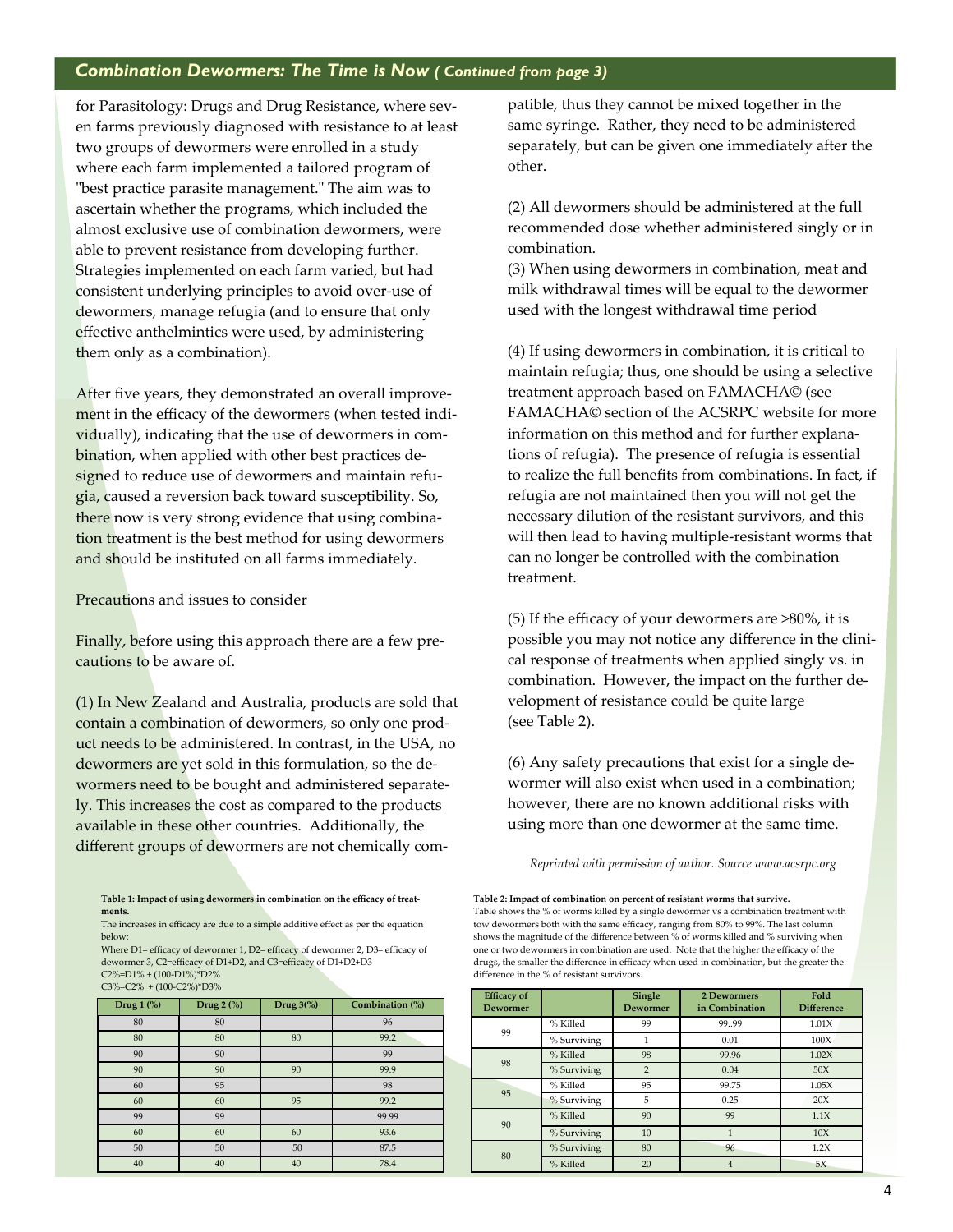## *Combination Dewormers: The Time is Now ( Continued from page 3)*

for Parasitology: Drugs and Drug Resistance, where seven farms previously diagnosed with resistance to at least two groups of dewormers were enrolled in a study where each farm implemented a tailored program of "best practice parasite management." The aim was to ascertain whether the programs, which included the almost exclusive use of combination dewormers, were able to prevent resistance from developing further. Strategies implemented on each farm varied, but had consistent underlying principles to avoid over-use of dewormers, manage refugia (and to ensure that only effective anthelmintics were used, by administering them only as a combination).

After five years, they demonstrated an overall improvement in the efficacy of the dewormers (when tested individually), indicating that the use of dewormers in combination, when applied with other best practices designed to reduce use of dewormers and maintain refugia, caused a reversion back toward susceptibility. So, there now is very strong evidence that using combination treatment is the best method for using dewormers and should be instituted on all farms immediately.

Precautions and issues to consider

Finally, before using this approach there are a few precautions to be aware of.

(1) In New Zealand and Australia, products are sold that contain a combination of dewormers, so only one product needs to be administered. In contrast, in the USA, no dewormers are yet sold in this formulation, so the dewormers need to be bought and administered separately. This increases the cost as compared to the products available in these other countries. Additionally, the different groups of dewormers are not chemically compatible, thus they cannot be mixed together in the same syringe. Rather, they need to be administered separately, but can be given one immediately after the other.

(2) All dewormers should be administered at the full recommended dose whether administered singly or in combination.

(3) When using dewormers in combination, meat and milk withdrawal times will be equal to the dewormer used with the longest withdrawal time period

(4) If using dewormers in combination, it is critical to maintain refugia; thus, one should be using a selective treatment approach based on FAMACHA© (see FAMACHA© section of the ACSRPC website for more information on this method and for further explanations of refugia). The presence of refugia is essential to realize the full benefits from combinations. In fact, if refugia are not maintained then you will not get the necessary dilution of the resistant survivors, and this will then lead to having multiple-resistant worms that can no longer be controlled with the combination treatment.

(5) If the efficacy of your dewormers are >80%, it is possible you may not notice any difference in the clinical response of treatments when applied singly vs. in combination. However, the impact on the further development of resistance could be quite large (see Table 2).

(6) Any safety precautions that exist for a single dewormer will also exist when used in a combination; however, there are no known additional risks with using more than one dewormer at the same time.

*Reprinted with permission of author. Source www.acsrpc.org*

**Table 1: Impact of using dewormers in combination on the efficacy of treatments.**

The increases in efficacy are due to a simple additive effect as per the equation below:

Where D1= efficacy of dewormer 1, D2= efficacy of dewormer 2, D3= efficacy of dewormer 3, C2=efficacy of D1+D2, and C3=efficacy of D1+D2+D3

C2%=D1% + (100-D1%)*D2%

C3%=C2% + (100-C2%)*D3%

| Drug 1 (%) | Drug 2 (%) | Drug 3(%) | Combination (%) |
|---|---|---|---|
| 80 | 80 | | 96 |
| 80 | 80 | 80 | 99.2 |
| 90 | 90 | | 99 |
| 90 | 90 | 90 | 99.9 |
| 60 | 95 | | 98 |
| 60 | 60 | 95 | 99.2 |
| 99 | 99 | | 99.99 |
| 60 | 60 | 60 | 93.6 |
| 50 | 50 | 50 | 87.5 |
| 40 | 40 | 40 | 78.4 |

**Table 2: Impact of combination on percent of resistant worms that survive.**

Table shows the % of worms killed by a single dewormer vs a combination treatment with tow dewormers both with the same efficacy, ranging from 80% to 99%. The last column shows the magnitude of the difference between % of worms killed and % surviving when one or two dewormers in combination are used. Note that the higher the efficacy of the drugs, the smaller the difference in efficacy when used in combination, but the greater the difference in the % of resistant survivors.

| Efficacy of Dewormer | | Single Dewormer | 2 Dewormers in Combination | Fold Difference |
|---|---|---|---|---|
| 99 | % Killed | 99 | 99..99 | 1.01X |
| | % Surviving | 1 | 0.01 | 100X |
| 98 | % Killed | 98 | 99.96 | 1.02X |
| | % Surviving | 2 | 0.04 | 50X |
| 95 | % Killed | 95 | 99.75 | 1.05X |
| | % Surviving | 5 | 0.25 | 20X |
| 90 | % Killed | 90 | 99 | 1.1X |
| | % Surviving | 10 | 1 | 10X |
| 80 | % Surviving | 80 | 96 | 1.2X |
| | % Killed | 20 | 4 | 5X |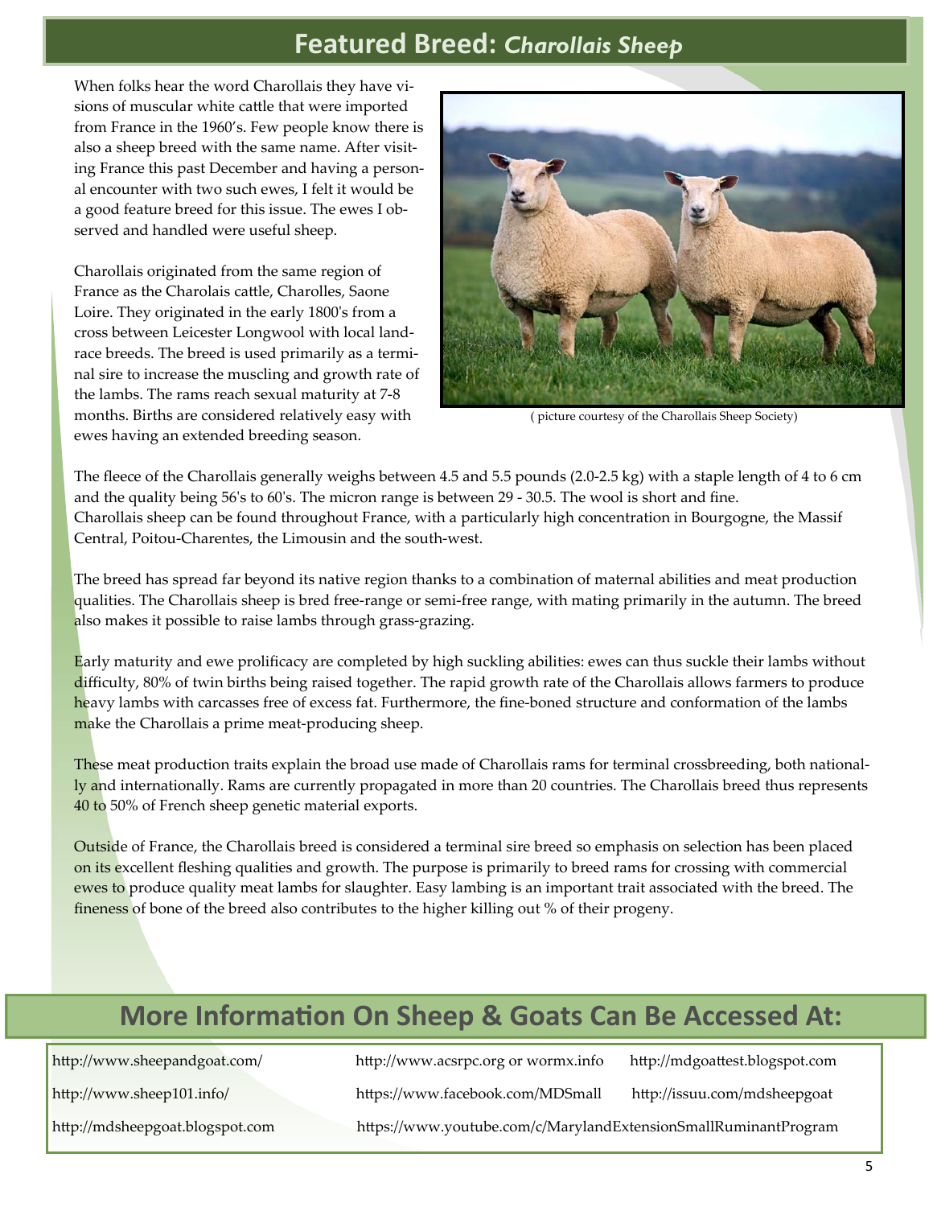## Featured Breed: *Charollais Sheep*

When folks hear the word Charollais they have visions of muscular white cattle that were imported from France in the 1960's. Few people know there is also a sheep breed with the same name. After visiting France this past December and having a personal encounter with two such ewes, I felt it would be a good feature breed for this issue. The ewes I observed and handled were useful sheep.

Charollais originated from the same region of France as the Charolais cattle, Charolles, Saone Loire. They originated in the early 1800's from a cross between Leicester Longwool with local landrace breeds. The breed is used primarily as a terminal sire to increase the muscling and growth rate of the lambs. The rams reach sexual maturity at 7-8 months. Births are considered relatively easy with ewes having an extended breeding season.

( picture courtesy of the Charollais Sheep Society)

The fleece of the Charollais generally weighs between 4.5 and 5.5 pounds (2.0-2.5 kg) with a staple length of 4 to 6 cm and the quality being 56's to 60's. The micron range is between 29 - 30.5. The wool is short and fine. Charollais sheep can be found throughout France, with a particularly high concentration in Bourgogne, the Massif Central, Poitou-Charentes, the Limousin and the south-west.

The breed has spread far beyond its native region thanks to a combination of maternal abilities and meat production qualities. The Charollais sheep is bred free-range or semi-free range, with mating primarily in the autumn. The breed also makes it possible to raise lambs through grass-grazing.

Early maturity and ewe prolificacy are completed by high suckling abilities: ewes can thus suckle their lambs without difficulty, 80% of twin births being raised together. The rapid growth rate of the Charollais allows farmers to produce heavy lambs with carcasses free of excess fat. Furthermore, the fine-boned structure and conformation of the lambs make the Charollais a prime meat-producing sheep.

These meat production traits explain the broad use made of Charollais rams for terminal crossbreeding, both nationally and internationally. Rams are currently propagated in more than 20 countries. The Charollais breed thus represents 40 to 50% of French sheep genetic material exports.

Outside of France, the Charollais breed is considered a terminal sire breed so emphasis on selection has been placed on its excellent fleshing qualities and growth. The purpose is primarily to breed rams for crossing with commercial ewes to produce quality meat lambs for slaughter. Easy lambing is an important trait associated with the breed. The fineness of bone of the breed also contributes to the higher killing out % of their progeny.

## More Information On Sheep & Goats Can Be Accessed At:

http://www.sheepandgoat.com/
http://www.acsrpc.org or wormx.info
http://mdgoattest.blogspot.com
http://www.sheep101.info/
https://www.facebook.com/MDSmall
http://issuu.com/mdsheepgoat
http://mdsheepgoat.blogspot.com
https://www.youtube.com/c/MarylandExtensionSmallRuminantProgram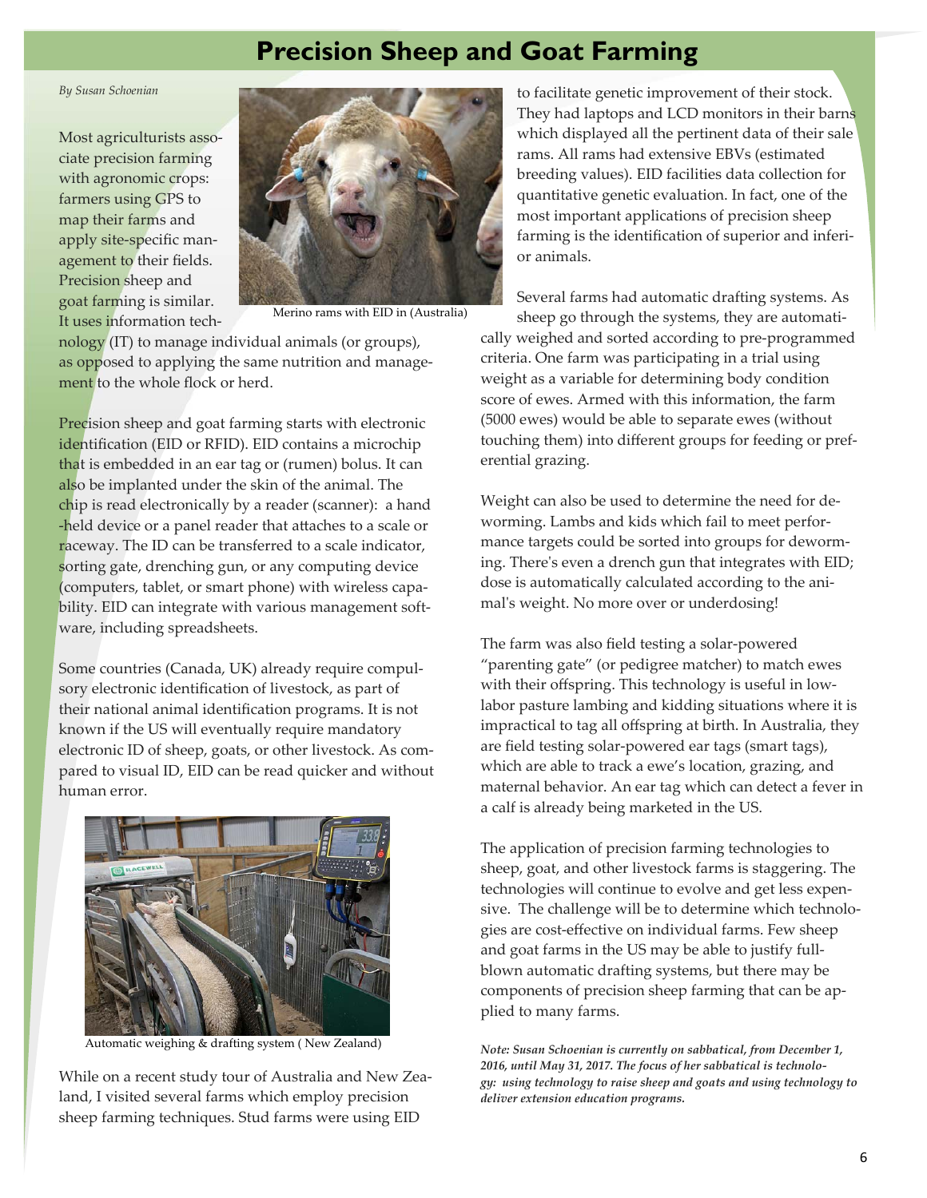# Precision Sheep and Goat Farming

*By Susan Schoenian*

Most agriculturists associate precision farming with agronomic crops: farmers using GPS to map their farms and apply site-specific management to their fields. Precision sheep and goat farming is similar. It uses information technology (IT) to manage individual animals (or groups), as opposed to applying the same nutrition and management to the whole flock or herd.

Merino rams with EID in (Australia)

Precision sheep and goat farming starts with electronic identification (EID or RFID). EID contains a microchip that is embedded in an ear tag or (rumen) bolus. It can also be implanted under the skin of the animal. The chip is read electronically by a reader (scanner): a hand-held device or a panel reader that attaches to a scale or raceway. The ID can be transferred to a scale indicator, sorting gate, drenching gun, or any computing device (computers, tablet, or smart phone) with wireless capability. EID can integrate with various management software, including spreadsheets.

Some countries (Canada, UK) already require compulsory electronic identification of livestock, as part of their national animal identification programs. It is not known if the US will eventually require mandatory electronic ID of sheep, goats, or other livestock. As compared to visual ID, EID can be read quicker and without human error.

Automatic weighing & drafting system ( New Zealand)

While on a recent study tour of Australia and New Zealand, I visited several farms which employ precision sheep farming techniques. Stud farms were using EID to facilitate genetic improvement of their stock. They had laptops and LCD monitors in their barns which displayed all the pertinent data of their sale rams. All rams had extensive EBVs (estimated breeding values). EID facilities data collection for quantitative genetic evaluation. In fact, one of the most important applications of precision sheep farming is the identification of superior and inferior animals.

Several farms had automatic drafting systems. As sheep go through the systems, they are automatically weighed and sorted according to pre-programmed criteria. One farm was participating in a trial using weight as a variable for determining body condition score of ewes. Armed with this information, the farm (5000 ewes) would be able to separate ewes (without touching them) into different groups for feeding or preferential grazing.

Weight can also be used to determine the need for deworming. Lambs and kids which fail to meet performance targets could be sorted into groups for deworming. There's even a drench gun that integrates with EID; dose is automatically calculated according to the animal's weight. No more over or underdosing!

The farm was also field testing a solar-powered "parenting gate" (or pedigree matcher) to match ewes with their offspring. This technology is useful in low-labor pasture lambing and kidding situations where it is impractical to tag all offspring at birth. In Australia, they are field testing solar-powered ear tags (smart tags), which are able to track a ewe's location, grazing, and maternal behavior. An ear tag which can detect a fever in a calf is already being marketed in the US.

The application of precision farming technologies to sheep, goat, and other livestock farms is staggering. The technologies will continue to evolve and get less expensive. The challenge will be to determine which technologies are cost-effective on individual farms. Few sheep and goat farms in the US may be able to justify full-blown automatic drafting systems, but there may be components of precision sheep farming that can be applied to many farms.

***Note: Susan Schoenian is currently on sabbatical, from December 1, 2016, until May 31, 2017. The focus of her sabbatical is technology: using technology to raise sheep and goats and using technology to deliver extension education programs.***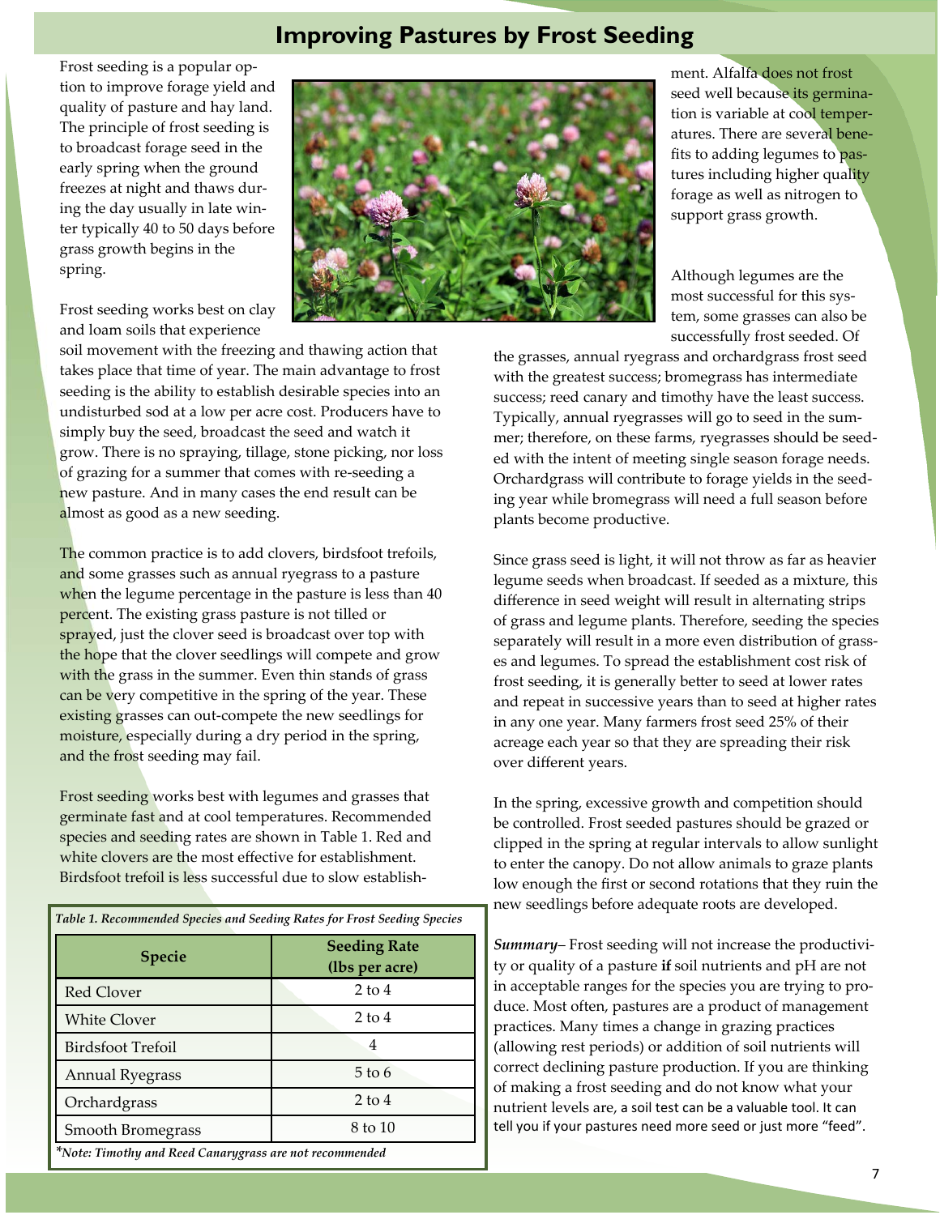# Improving Pastures by Frost Seeding

Frost seeding is a popular option to improve forage yield and quality of pasture and hay land. The principle of frost seeding is to broadcast forage seed in the early spring when the ground freezes at night and thaws during the day usually in late winter typically 40 to 50 days before grass growth begins in the spring.

Frost seeding works best on clay and loam soils that experience soil movement with the freezing and thawing action that takes place that time of year. The main advantage to frost seeding is the ability to establish desirable species into an undisturbed sod at a low per acre cost. Producers have to simply buy the seed, broadcast the seed and watch it grow. There is no spraying, tillage, stone picking, nor loss of grazing for a summer that comes with re-seeding a new pasture. And in many cases the end result can be almost as good as a new seeding.

The common practice is to add clovers, birdsfoot trefoils, and some grasses such as annual ryegrass to a pasture when the legume percentage in the pasture is less than 40 percent. The existing grass pasture is not tilled or sprayed, just the clover seed is broadcast over top with the hope that the clover seedlings will compete and grow with the grass in the summer. Even thin stands of grass can be very competitive in the spring of the year. These existing grasses can out-compete the new seedlings for moisture, especially during a dry period in the spring, and the frost seeding may fail.

Frost seeding works best with legumes and grasses that germinate fast and at cool temperatures. Recommended species and seeding rates are shown in Table 1. Red and white clovers are the most effective for establishment. Birdsfoot trefoil is less successful due to slow establishment. Alfalfa does not frost seed well because its germination is variable at cool temperatures. There are several benefits to adding legumes to pastures including higher quality forage as well as nitrogen to support grass growth.

*Table 1. Recommended Species and Seeding Rates for Frost Seeding Species*

| Specie | Seeding Rate (lbs per acre) |
| --- | --- |
| Red Clover | 2 to 4 |
| White Clover | 2 to 4 |
| Birdsfoot Trefoil | 4 |
| Annual Ryegrass | 5 to 6 |
| Orchardgrass | 2 to 4 |
| Smooth Bromegrass | 8 to 10 |

**Note: Timothy and Reed Canarygrass are not recommended*

Although legumes are the most successful for this system, some grasses can also be successfully frost seeded. Of the grasses, annual ryegrass and orchardgrass frost seed with the greatest success; bromegrass has intermediate success; reed canary and timothy have the least success. Typically, annual ryegrasses will go to seed in the summer; therefore, on these farms, ryegrasses should be seeded with the intent of meeting single season forage needs. Orchardgrass will contribute to forage yields in the seeding year while bromegrass will need a full season before plants become productive.

Since grass seed is light, it will not throw as far as heavier legume seeds when broadcast. If seeded as a mixture, this difference in seed weight will result in alternating strips of grass and legume plants. Therefore, seeding the species separately will result in a more even distribution of grasses and legumes. To spread the establishment cost risk of frost seeding, it is generally better to seed at lower rates and repeat in successive years than to seed at higher rates in any one year. Many farmers frost seed 25% of their acreage each year so that they are spreading their risk over different years.

In the spring, excessive growth and competition should be controlled. Frost seeded pastures should be grazed or clipped in the spring at regular intervals to allow sunlight to enter the canopy. Do not allow animals to graze plants low enough the first or second rotations that they ruin the new seedlings before adequate roots are developed.

***Summary***– Frost seeding will not increase the productivity or quality of a pasture **if** soil nutrients and pH are not in acceptable ranges for the species you are trying to produce. Most often, pastures are a product of management practices. Many times a change in grazing practices (allowing rest periods) or addition of soil nutrients will correct declining pasture production. If you are thinking of making a frost seeding and do not know what your nutrient levels are, a soil test can be a valuable tool. It can tell you if your pastures need more seed or just more "feed".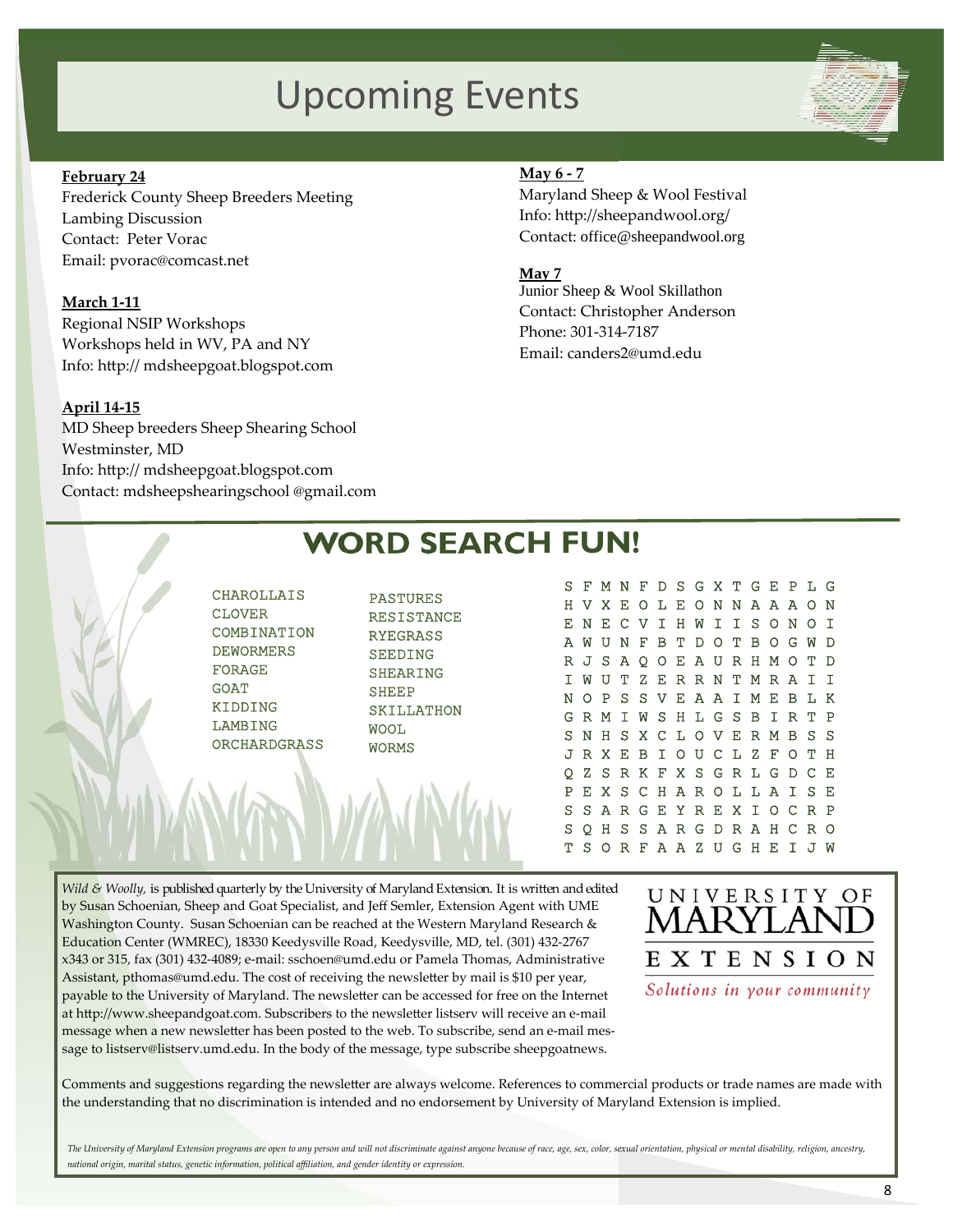# Upcoming Events

**February 24**
Frederick County Sheep Breeders Meeting
Lambing Discussion
Contact: Peter Vorac
Email: pvorac@comcast.net

**March 1-11**
Regional NSIP Workshops
Workshops held in WV, PA and NY
Info: http:// mdsheepgoat.blogspot.com

**April 14-15**
MD Sheep breeders Sheep Shearing School
Westminster, MD
Info: http:// mdsheepgoat.blogspot.com
Contact: mdsheepshearingschool @gmail.com

**May 6 - 7**
Maryland Sheep & Wool Festival
Info: http://sheepandwool.org/
Contact: office@sheepandwool.org

**May 7**
Junior Sheep & Wool Skillathon
Contact: Christopher Anderson
Phone: 301-314-7187
Email: canders2@umd.edu

## WORD SEARCH FUN!

CHAROLLAIS
CLOVER
COMBINATION
DEWORMERS
FORAGE
GOAT
KIDDING
LAMBING
ORCHARDGRASS
PASTURES
RESISTANCE
RYEGRASS
SEEDING
SHEARING
SHEEP
SKILLATHON
WOOL
WORMS

```
S F M N F D S G X T G E P L G
H V X E O L E O N N A A A O N
E N E C V I H W I I S O N O I
A W U N F B T D O T B O G W D
R J S A Q O E A U R H M O T D
I W U T Z E R R N T M R A I I
N O P S S V E A A I M E B L K
G R M I W S H L G S B I R T P
S N H S X C L O V E R M B S S
J R X E B I O U C L Z F O T H
Q Z S R K F X S G R L G D C E
P E X S C H A R O L L A I S E
S S A R G E Y R E X I O C R P
S Q H S S A R G D R A H C R O
T S O R F A A Z U G H E I J W
```

*Wild & Woolly,* is published quarterly by the University of Maryland Extension. It is written and edited by Susan Schoenian, Sheep and Goat Specialist, and Jeff Semler, Extension Agent with UME Washington County. Susan Schoenian can be reached at the Western Maryland Research & Education Center (WMREC), 18330 Keedysville Road, Keedysville, MD, tel. (301) 432-2767 x343 or 315, fax (301) 432-4089; e-mail: sschoen@umd.edu or Pamela Thomas, Administrative Assistant, pthomas@umd.edu. The cost of receiving the newsletter by mail is $10 per year, payable to the University of Maryland. The newsletter can be accessed for free on the Internet at http://www.sheepandgoat.com. Subscribers to the newsletter listserv will receive an e-mail message when a new newsletter has been posted to the web. To subscribe, send an e-mail message to listserv@listserv.umd.edu. In the body of the message, type subscribe sheepgoatnews.

UNIVERSITY OF MARYLAND EXTENSION
*Solutions in your community*

Comments and suggestions regarding the newsletter are always welcome. References to commercial products or trade names are made with the understanding that no discrimination is intended and no endorsement by University of Maryland Extension is implied.

*The University of Maryland Extension programs are open to any person and will not discriminate against anyone because of race, age, sex, color, sexual orientation, physical or mental disability, religion, ancestry, national origin, marital status, genetic information, political affiliation, and gender identity or expression.*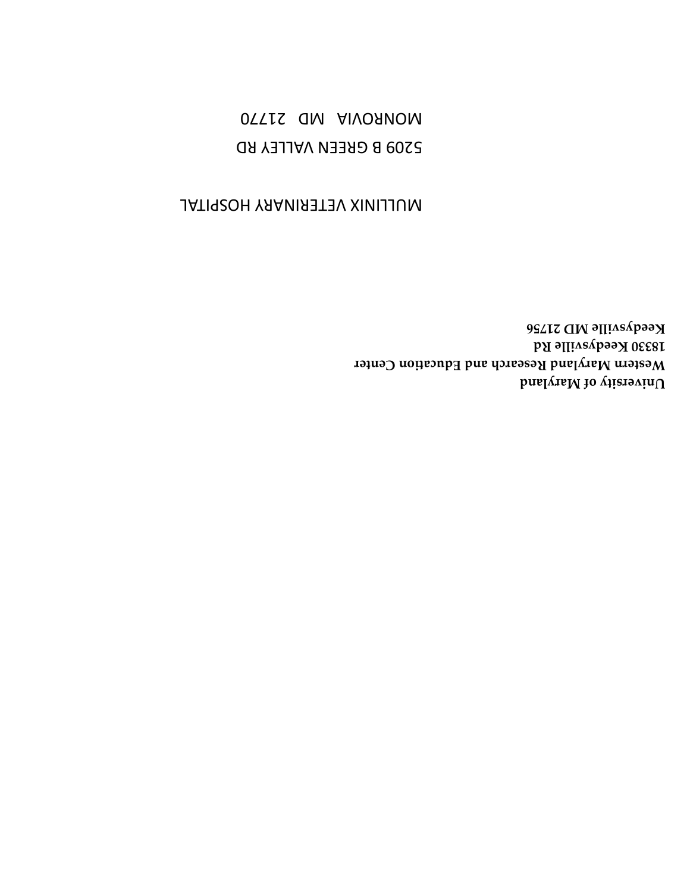**University of Maryland**
**Western Maryland Research and Education Center**
**18330 Keedysville Rd**
**Keedysville MD 21756**

MULLINIX VETERINARY HOSPITAL

5209 B GREEN VALLEY RD

MONROVIA MD 21770